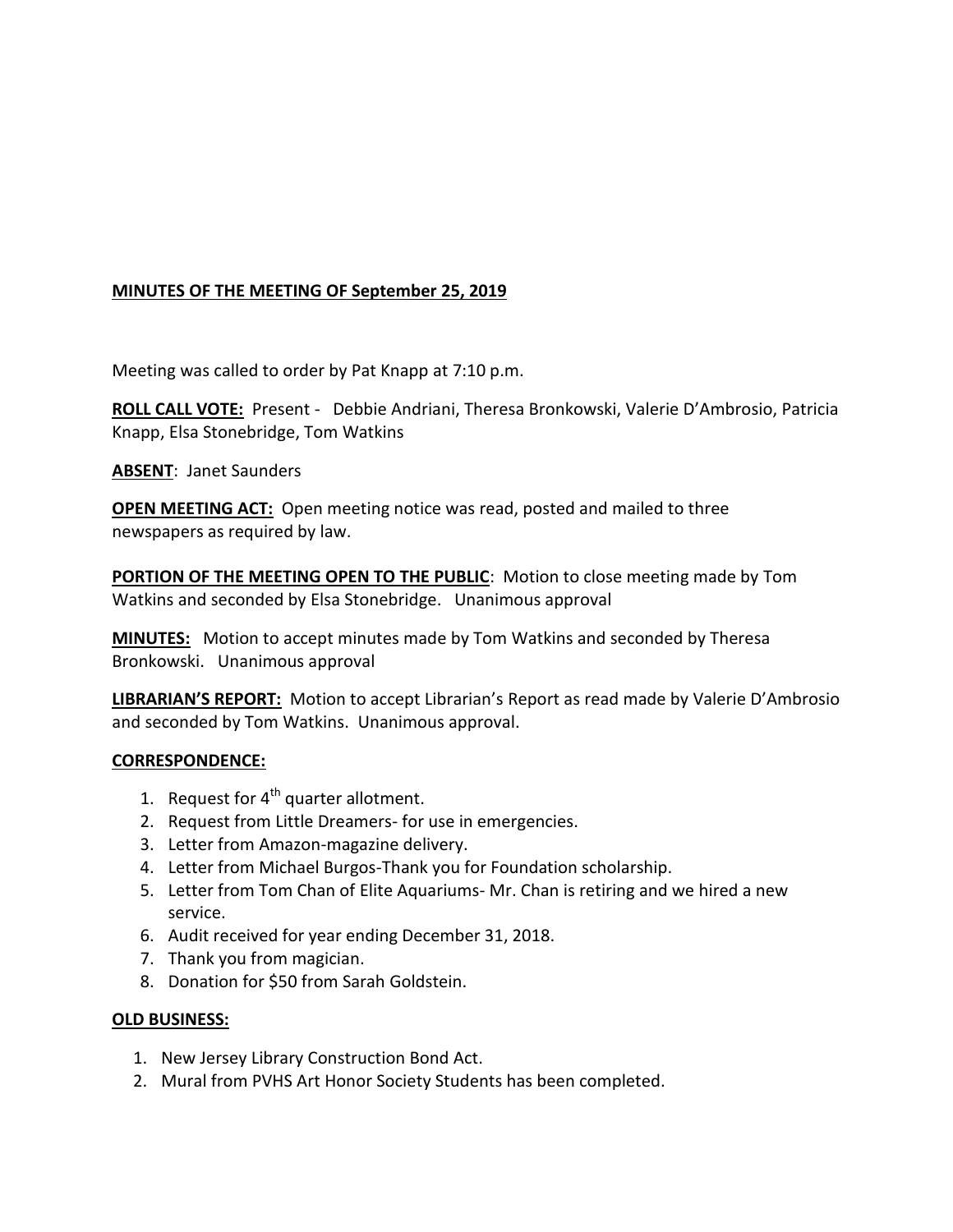**MINUTES OF THE MEETING OF September 25, 2019**

Meeting was called to order by Pat Knapp at 7:10 p.m.

**ROLL CALL VOTE:** Present - Debbie Andriani, Theresa Bronkowski, Valerie D'Ambrosio, Patricia Knapp, Elsa Stonebridge, Tom Watkins

**ABSENT**: Janet Saunders

**OPEN MEETING ACT:** Open meeting notice was read, posted and mailed to three newspapers as required by law.

**PORTION OF THE MEETING OPEN TO THE PUBLIC**: Motion to close meeting made by Tom Watkins and seconded by Elsa Stonebridge. Unanimous approval

**MINUTES:** Motion to accept minutes made by Tom Watkins and seconded by Theresa Bronkowski. Unanimous approval

**LIBRARIAN'S REPORT:** Motion to accept Librarian's Report as read made by Valerie D'Ambrosio and seconded by Tom Watkins. Unanimous approval.

**CORRESPONDENCE:**

1. Request for 4th quarter allotment.
2. Request from Little Dreamers- for use in emergencies.
3. Letter from Amazon-magazine delivery.
4. Letter from Michael Burgos-Thank you for Foundation scholarship.
5. Letter from Tom Chan of Elite Aquariums- Mr. Chan is retiring and we hired a new service.
6. Audit received for year ending December 31, 2018.
7. Thank you from magician.
8. Donation for $50 from Sarah Goldstein.

**OLD BUSINESS:**

1. New Jersey Library Construction Bond Act.
2. Mural from PVHS Art Honor Society Students has been completed.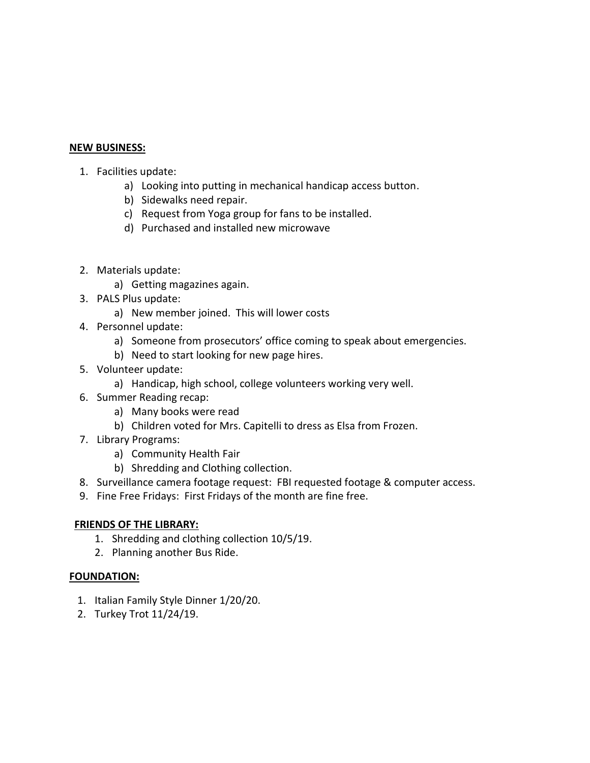**NEW BUSINESS:**

1. Facilities update:
    a) Looking into putting in mechanical handicap access button.
    b) Sidewalks need repair.
    c) Request from Yoga group for fans to be installed.
    d) Purchased and installed new microwave
2. Materials update:
    a) Getting magazines again.
3. PALS Plus update:
    a) New member joined. This will lower costs
4. Personnel update:
    a) Someone from prosecutors' office coming to speak about emergencies.
    b) Need to start looking for new page hires.
5. Volunteer update:
    a) Handicap, high school, college volunteers working very well.
6. Summer Reading recap:
    a) Many books were read
    b) Children voted for Mrs. Capitelli to dress as Elsa from Frozen.
7. Library Programs:
    a) Community Health Fair
    b) Shredding and Clothing collection.
8. Surveillance camera footage request: FBI requested footage & computer access.
9. Fine Free Fridays: First Fridays of the month are fine free.

**FRIENDS OF THE LIBRARY:**

1. Shredding and clothing collection 10/5/19.
2. Planning another Bus Ride.

**FOUNDATION:**

1. Italian Family Style Dinner 1/20/20.
2. Turkey Trot 11/24/19.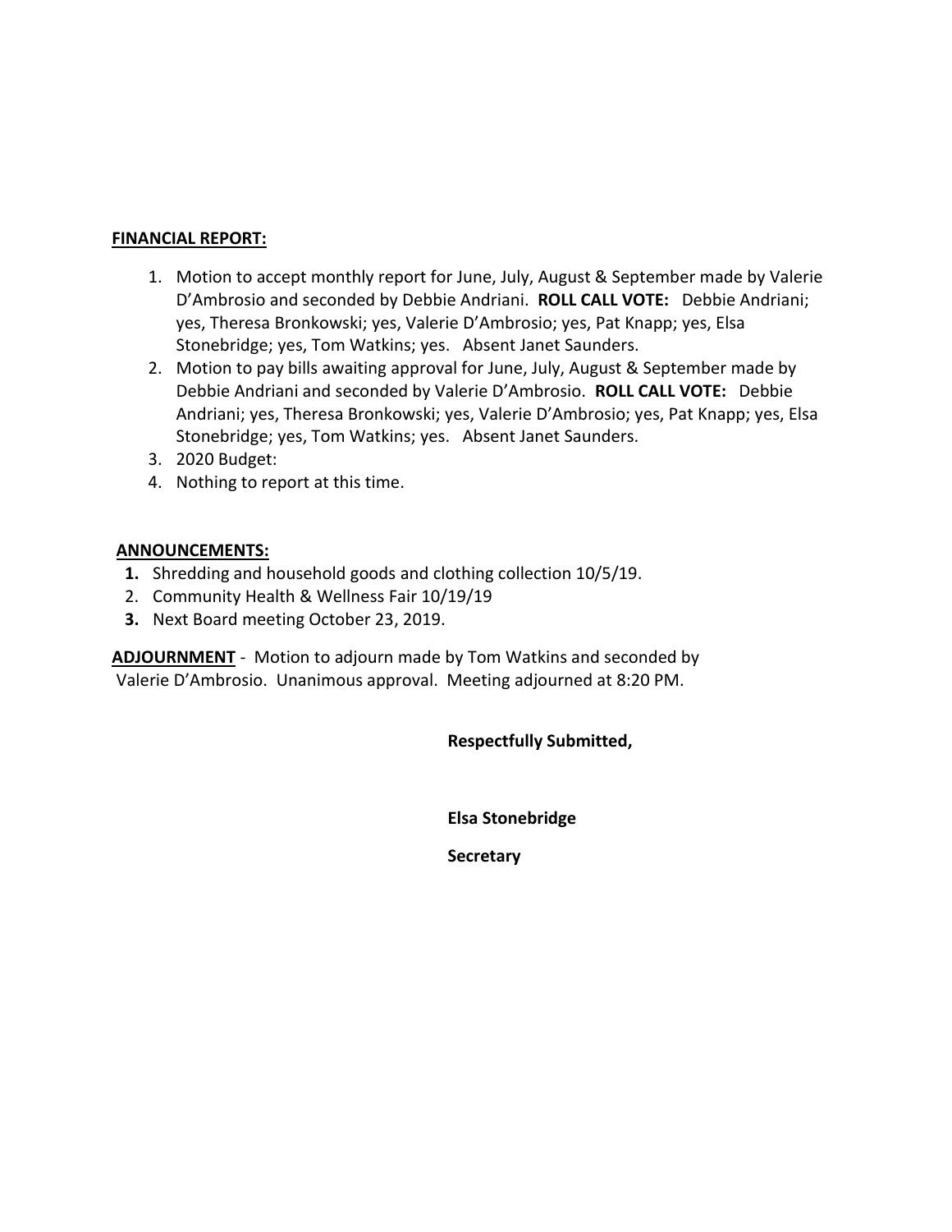**FINANCIAL REPORT:**

1. Motion to accept monthly report for June, July, August & September made by Valerie D'Ambrosio and seconded by Debbie Andriani. **ROLL CALL VOTE:** Debbie Andriani; yes, Theresa Bronkowski; yes, Valerie D'Ambrosio; yes, Pat Knapp; yes, Elsa Stonebridge; yes, Tom Watkins; yes. Absent Janet Saunders.
2. Motion to pay bills awaiting approval for June, July, August & September made by Debbie Andriani and seconded by Valerie D'Ambrosio. **ROLL CALL VOTE:** Debbie Andriani; yes, Theresa Bronkowski; yes, Valerie D'Ambrosio; yes, Pat Knapp; yes, Elsa Stonebridge; yes, Tom Watkins; yes. Absent Janet Saunders.
3. 2020 Budget:
4. Nothing to report at this time.

**ANNOUNCEMENTS:**

1. Shredding and household goods and clothing collection 10/5/19.
2. Community Health & Wellness Fair 10/19/19
3. Next Board meeting October 23, 2019.

**ADJOURNMENT** - Motion to adjourn made by Tom Watkins and seconded by Valerie D'Ambrosio. Unanimous approval. Meeting adjourned at 8:20 PM.

**Respectfully Submitted,**

**Elsa Stonebridge**

**Secretary**